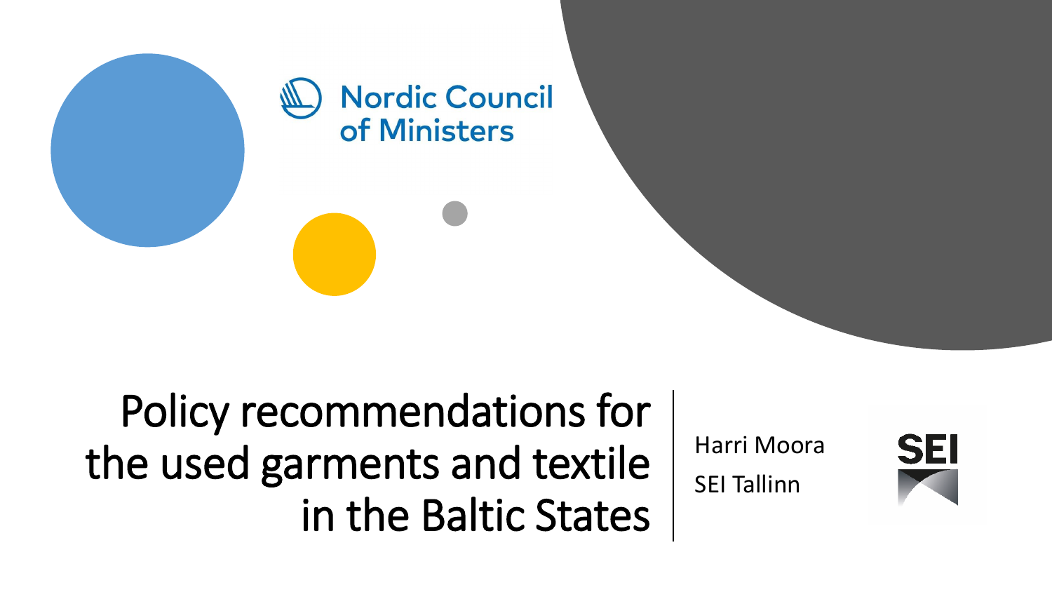Nordic Council of Ministers

# Policy recommendations for the used garments and textile in the Baltic States

Harri Moora

SEI Tallinn

SEI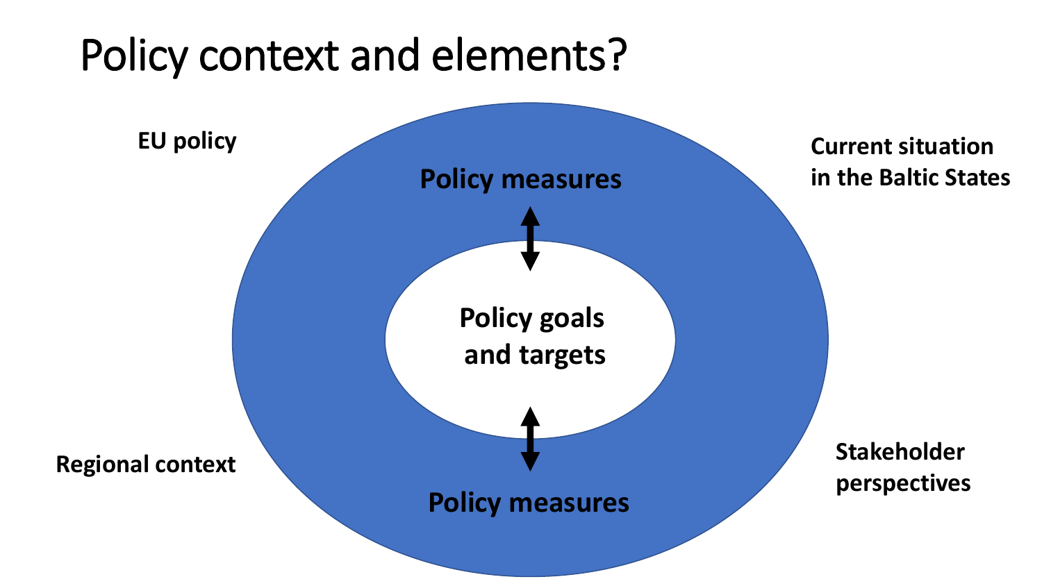# Policy context and elements?

EU policy

Current situation in the Baltic States

Policy measures

Policy goals and targets

Policy measures

Regional context

Stakeholder perspectives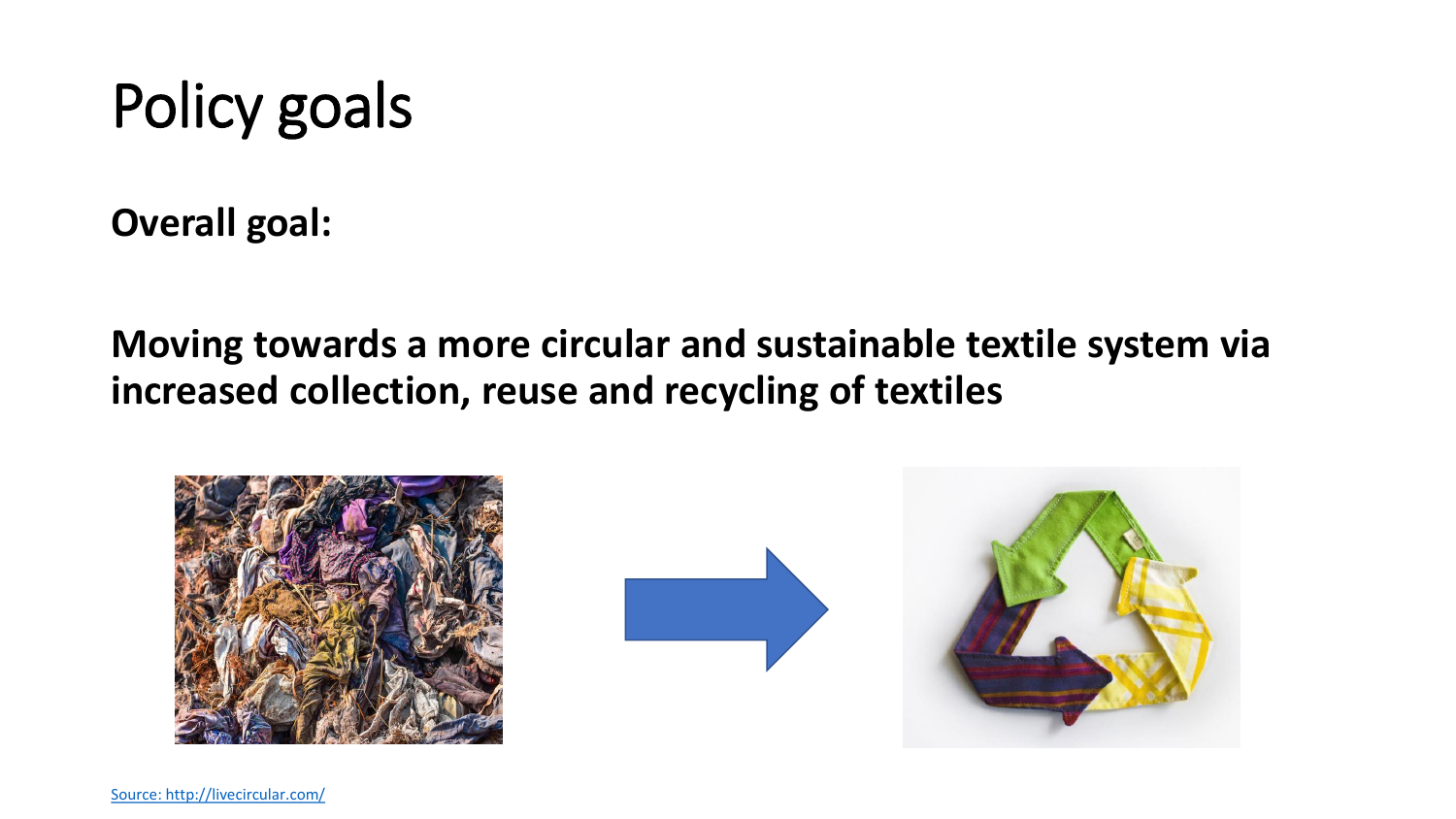# Policy goals

**Overall goal:**

**Moving towards a more circular and sustainable textile system via increased collection, reuse and recycling of textiles**

Source: http://livecircular.com/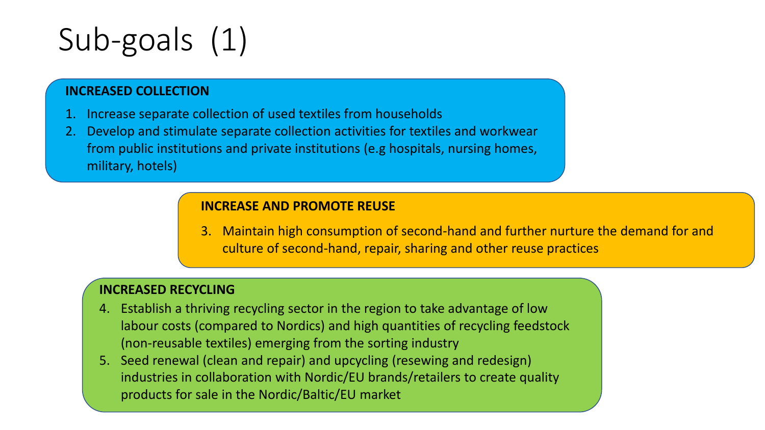# Sub-goals (1)

**INCREASED COLLECTION**

1. Increase separate collection of used textiles from households
2. Develop and stimulate separate collection activities for textiles and workwear from public institutions and private institutions (e.g hospitals, nursing homes, military, hotels)

**INCREASE AND PROMOTE REUSE**

3. Maintain high consumption of second-hand and further nurture the demand for and culture of second-hand, repair, sharing and other reuse practices

**INCREASED RECYCLING**

4. Establish a thriving recycling sector in the region to take advantage of low labour costs (compared to Nordics) and high quantities of recycling feedstock (non-reusable textiles) emerging from the sorting industry
5. Seed renewal (clean and repair) and upcycling (resewing and redesign) industries in collaboration with Nordic/EU brands/retailers to create quality products for sale in the Nordic/Baltic/EU market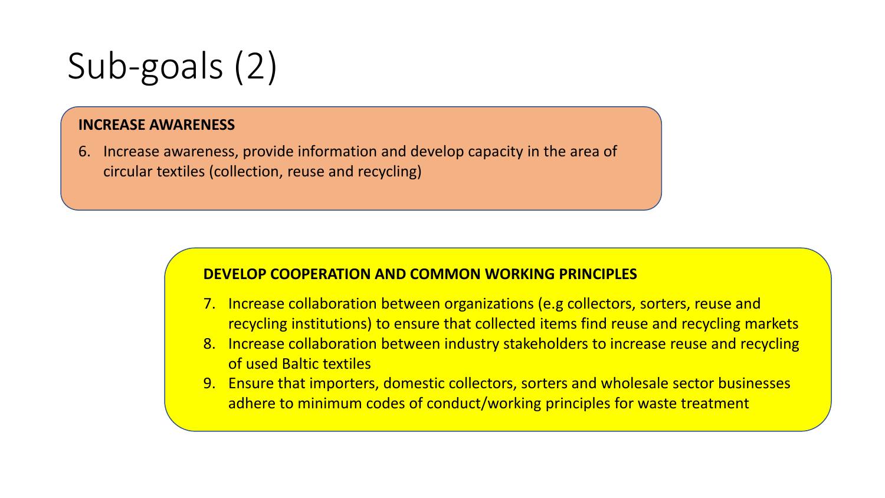# Sub-goals (2)

**INCREASE AWARENESS**

6. Increase awareness, provide information and develop capacity in the area of circular textiles (collection, reuse and recycling)

**DEVELOP COOPERATION AND COMMON WORKING PRINCIPLES**

7. Increase collaboration between organizations (e.g collectors, sorters, reuse and recycling institutions) to ensure that collected items find reuse and recycling markets
8. Increase collaboration between industry stakeholders to increase reuse and recycling of used Baltic textiles
9. Ensure that importers, domestic collectors, sorters and wholesale sector businesses adhere to minimum codes of conduct/working principles for waste treatment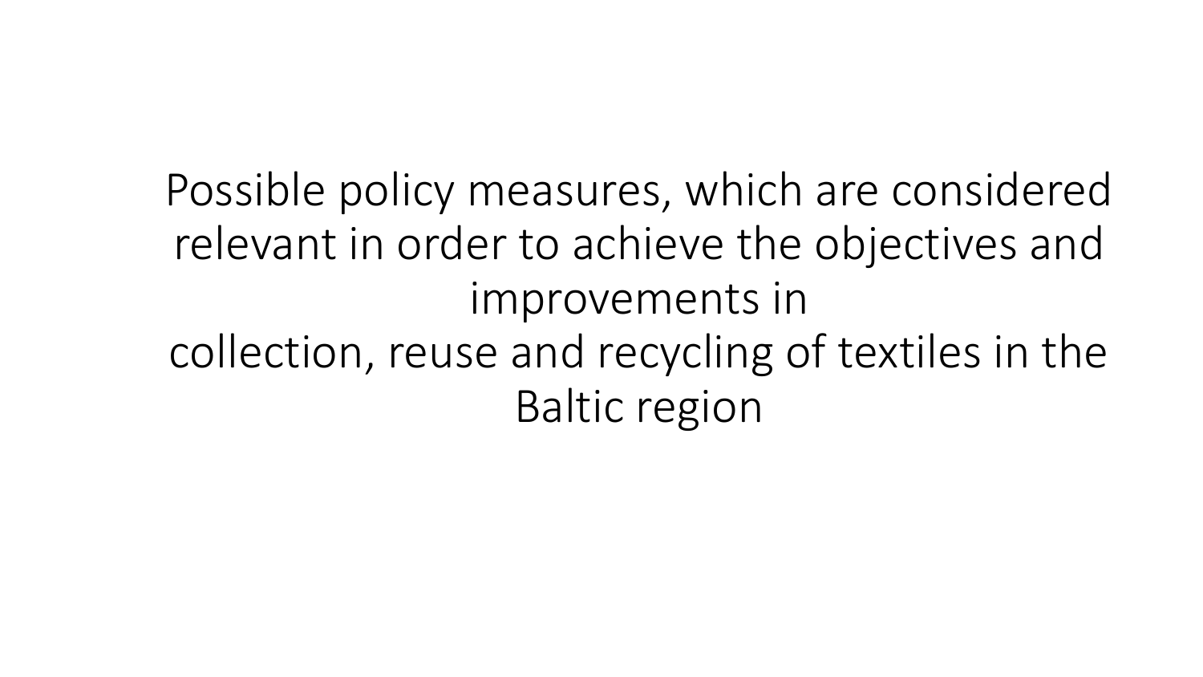# Possible policy measures, which are considered relevant in order to achieve the objectives and improvements in collection, reuse and recycling of textiles in the Baltic region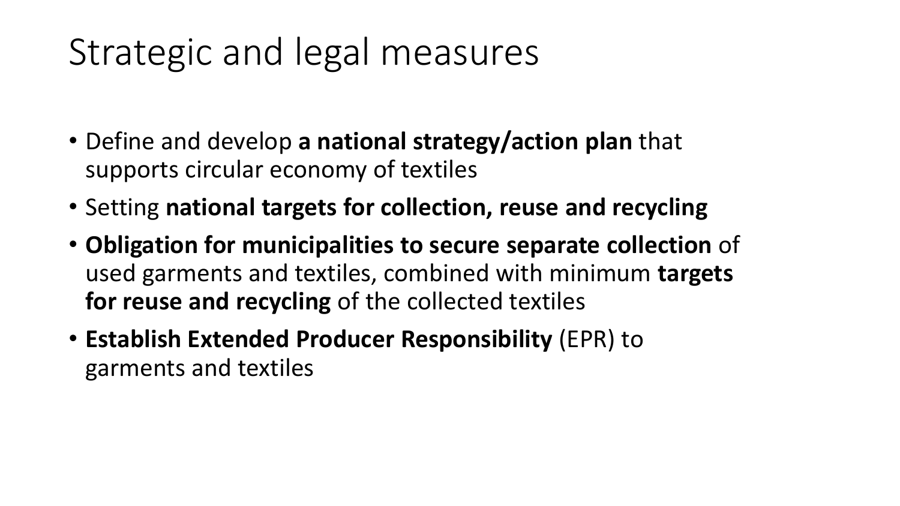# Strategic and legal measures

- Define and develop **a national strategy/action plan** that supports circular economy of textiles
- Setting **national targets for collection, reuse and recycling**
- **Obligation for municipalities to secure separate collection** of used garments and textiles, combined with minimum **targets for reuse and recycling** of the collected textiles
- **Establish Extended Producer Responsibility** (EPR) to garments and textiles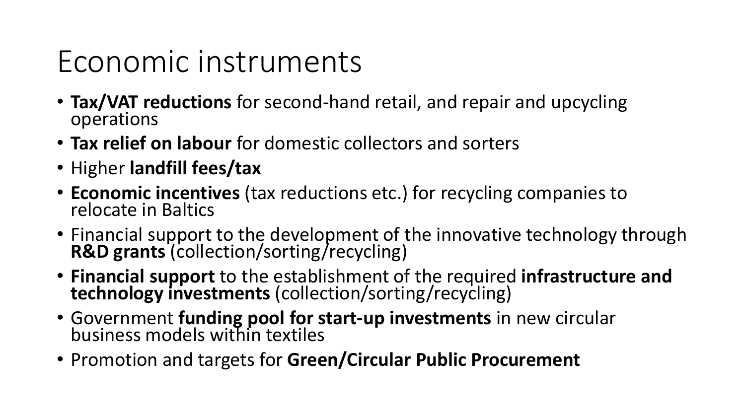# Economic instruments

- **Tax/VAT reductions** for second-hand retail, and repair and upcycling operations
- **Tax relief on labour** for domestic collectors and sorters
- Higher **landfill fees/tax**
- **Economic incentives** (tax reductions etc.) for recycling companies to relocate in Baltics
- Financial support to the development of the innovative technology through **R&D grants** (collection/sorting/recycling)
- **Financial support** to the establishment of the required **infrastructure and technology investments** (collection/sorting/recycling)
- Government **funding pool for start-up investments** in new circular business models within textiles
- Promotion and targets for **Green/Circular Public Procurement**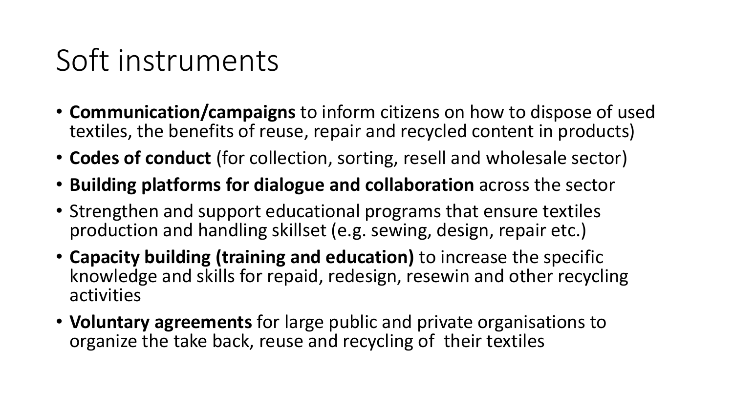# Soft instruments

- **Communication/campaigns** to inform citizens on how to dispose of used textiles, the benefits of reuse, repair and recycled content in products)
- **Codes of conduct** (for collection, sorting, resell and wholesale sector)
- **Building platforms for dialogue and collaboration** across the sector
- Strengthen and support educational programs that ensure textiles production and handling skillset (e.g. sewing, design, repair etc.)
- **Capacity building (training and education)** to increase the specific knowledge and skills for repaid, redesign, resewin and other recycling activities
- **Voluntary agreements** for large public and private organisations to organize the take back, reuse and recycling of their textiles